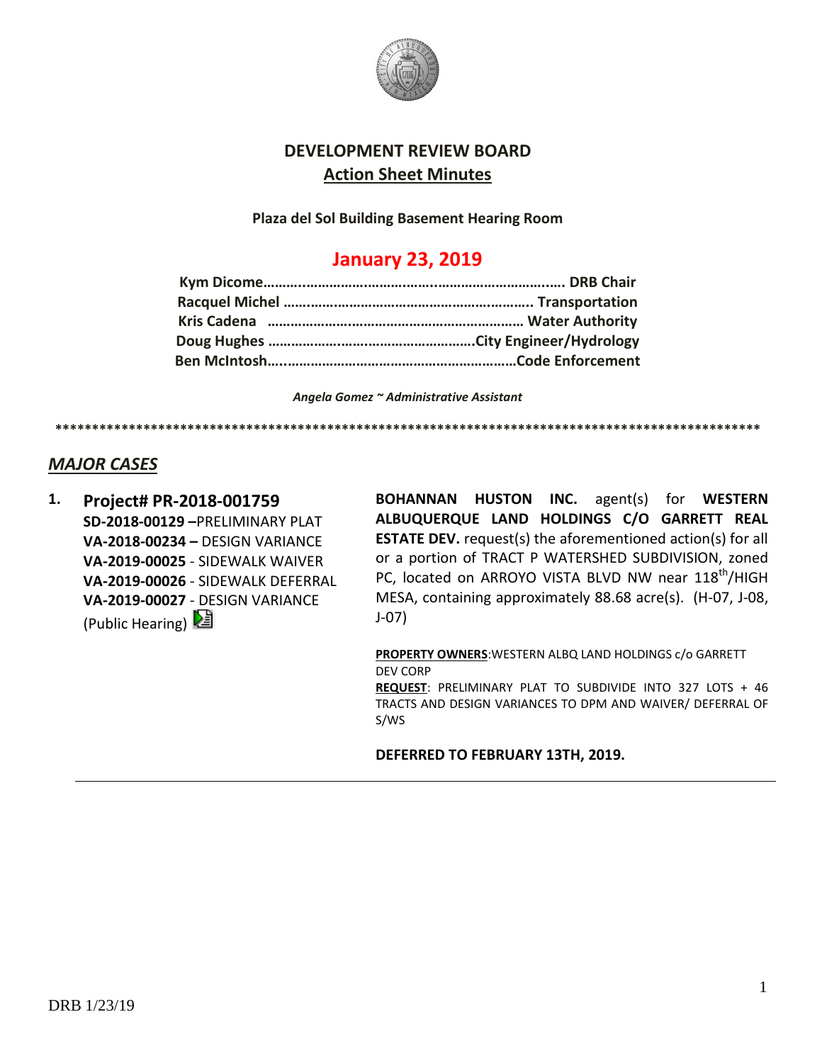# DEVELOPMENT REVIEW BOARD

## Action Sheet Minutes

**Plaza del Sol Building Basement Hearing Room**

## January 23, 2019

**Kym Dicome……………………………………………………………. DRB Chair**
**Racquel Michel ……………………………………………………….. Transportation**
**Kris Cadena ………………………………………………………… Water Authority**
**Doug Hughes ……………………………………………….City Engineer/Hydrology**
**Ben McIntosh……………………………………………………Code Enforcement**

*Angela Gomez ~ Administrative Assistant*

****************************************************************************************************

## *MAJOR CASES*

**1. Project# PR-2018-001759**
**SD-2018-00129 –**PRELIMINARY PLAT
**VA-2018-00234 –** DESIGN VARIANCE
**VA-2019-00025** - SIDEWALK WAIVER
**VA-2019-00026** - SIDEWALK DEFERRAL
**VA-2019-00027** - DESIGN VARIANCE
(Public Hearing)

**BOHANNAN HUSTON INC.** agent(s) for **WESTERN ALBUQUERQUE LAND HOLDINGS C/O GARRETT REAL ESTATE DEV.** request(s) the aforementioned action(s) for all or a portion of TRACT P WATERSHED SUBDIVISION, zoned PC, located on ARROYO VISTA BLVD NW near 118th/HIGH MESA, containing approximately 88.68 acre(s). (H-07, J-08, J-07)

**PROPERTY OWNERS**:WESTERN ALBQ LAND HOLDINGS c/o GARRETT DEV CORP
**REQUEST**: PRELIMINARY PLAT TO SUBDIVIDE INTO 327 LOTS + 46 TRACTS AND DESIGN VARIANCES TO DPM AND WAIVER/ DEFERRAL OF S/WS

**DEFERRED TO FEBRUARY 13TH, 2019.**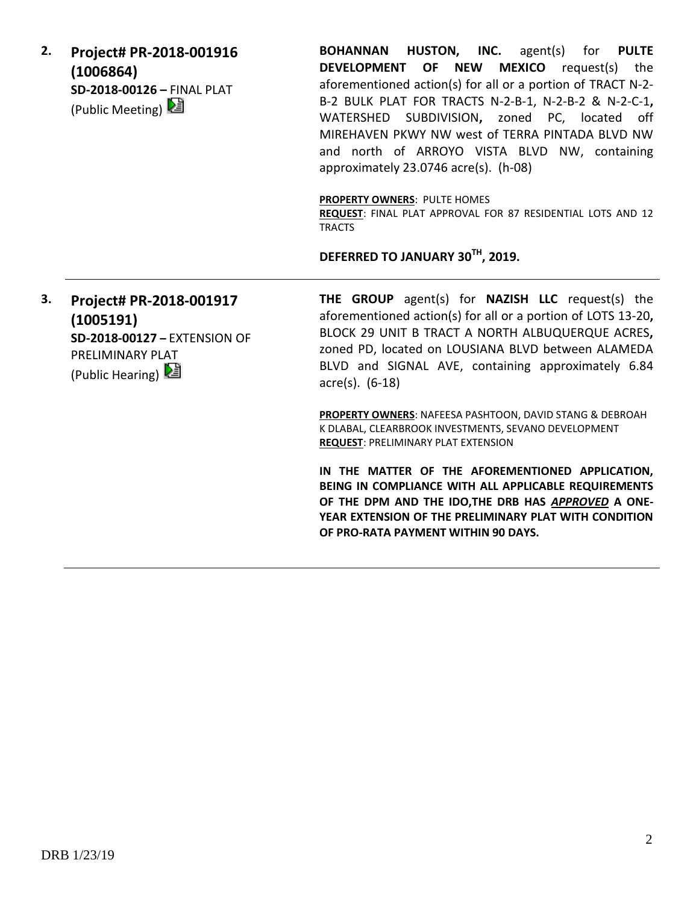2. **Project# PR-2018-001916 (1006864)**
**SD-2018-00126 –** FINAL PLAT
(Public Meeting)

**BOHANNAN HUSTON, INC.** agent(s) for **PULTE DEVELOPMENT OF NEW MEXICO** request(s) the aforementioned action(s) for all or a portion of TRACT N-2-B-2 BULK PLAT FOR TRACTS N-2-B-1, N-2-B-2 & N-2-C-1**,** WATERSHED SUBDIVISION**,** zoned PC, located off MIREHAVEN PKWY NW west of TERRA PINTADA BLVD NW and north of ARROYO VISTA BLVD NW, containing approximately 23.0746 acre(s). (h-08)

**PROPERTY OWNERS**: PULTE HOMES
**REQUEST**: FINAL PLAT APPROVAL FOR 87 RESIDENTIAL LOTS AND 12 TRACTS

**DEFERRED TO JANUARY 30TH, 2019.**

---

3. **Project# PR-2018-001917 (1005191)**
**SD-2018-00127 –** EXTENSION OF PRELIMINARY PLAT
(Public Hearing)

**THE GROUP** agent(s) for **NAZISH LLC** request(s) the aforementioned action(s) for all or a portion of LOTS 13-20**,** BLOCK 29 UNIT B TRACT A NORTH ALBUQUERQUE ACRES**,** zoned PD, located on LOUSIANA BLVD between ALAMEDA BLVD and SIGNAL AVE, containing approximately 6.84 acre(s). (6-18)

**PROPERTY OWNERS**: NAFEESA PASHTOON, DAVID STANG & DEBROAH K DLABAL, CLEARBROOK INVESTMENTS, SEVANO DEVELOPMENT
**REQUEST**: PRELIMINARY PLAT EXTENSION

**IN THE MATTER OF THE AFOREMENTIONED APPLICATION, BEING IN COMPLIANCE WITH ALL APPLICABLE REQUIREMENTS OF THE DPM AND THE IDO,THE DRB HAS *APPROVED* A ONE-YEAR EXTENSION OF THE PRELIMINARY PLAT WITH CONDITION OF PRO-RATA PAYMENT WITHIN 90 DAYS.**

---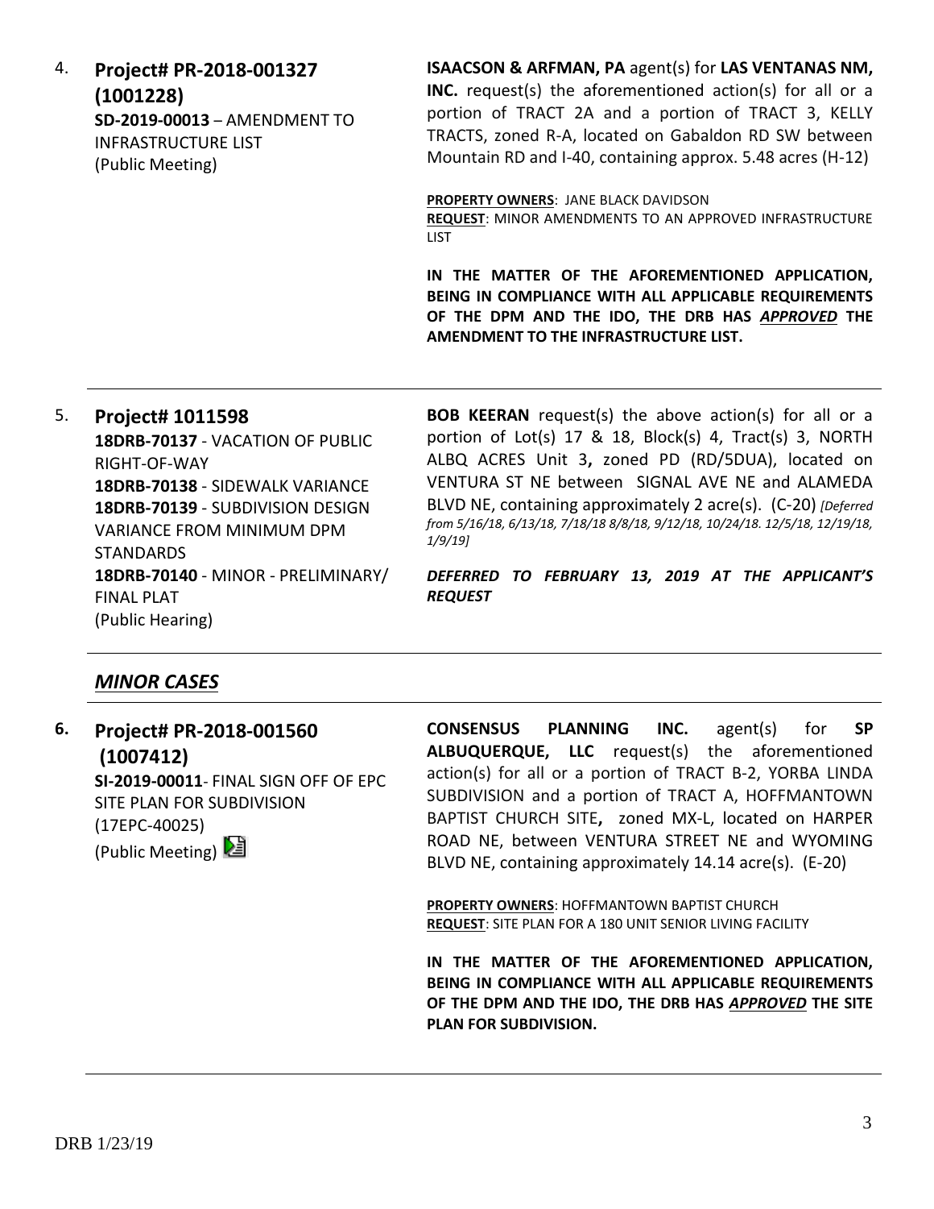4. **Project# PR-2018-001327 (1001228)**
**SD-2019-00013** – AMENDMENT TO INFRASTRUCTURE LIST
(Public Meeting)

**ISAACSON & ARFMAN, PA** agent(s) for **LAS VENTANAS NM, INC.** request(s) the aforementioned action(s) for all or a portion of TRACT 2A and a portion of TRACT 3, KELLY TRACTS, zoned R-A, located on Gabaldon RD SW between Mountain RD and I-40, containing approx. 5.48 acres (H-12)

**PROPERTY OWNERS**: JANE BLACK DAVIDSON
**REQUEST**: MINOR AMENDMENTS TO AN APPROVED INFRASTRUCTURE LIST

**IN THE MATTER OF THE AFOREMENTIONED APPLICATION, BEING IN COMPLIANCE WITH ALL APPLICABLE REQUIREMENTS OF THE DPM AND THE IDO, THE DRB HAS *APPROVED* THE AMENDMENT TO THE INFRASTRUCTURE LIST.**

---

5. **Project# 1011598**
**18DRB-70137** - VACATION OF PUBLIC RIGHT-OF-WAY
**18DRB-70138** - SIDEWALK VARIANCE
**18DRB-70139** - SUBDIVISION DESIGN VARIANCE FROM MINIMUM DPM STANDARDS
**18DRB-70140** - MINOR - PRELIMINARY/ FINAL PLAT
(Public Hearing)

**BOB KEERAN** request(s) the above action(s) for all or a portion of Lot(s) 17 & 18, Block(s) 4, Tract(s) 3, NORTH ALBQ ACRES Unit 3**,** zoned PD (RD/5DUA), located on VENTURA ST NE between SIGNAL AVE NE and ALAMEDA BLVD NE, containing approximately 2 acre(s). (C-20) *[Deferred from 5/16/18, 6/13/18, 7/18/18 8/8/18, 9/12/18, 10/24/18. 12/5/18, 12/19/18, 1/9/19]*

***DEFERRED TO FEBRUARY 13, 2019 AT THE APPLICANT'S REQUEST***

---

## *MINOR CASES*

6. **Project# PR-2018-001560 (1007412)**
**SI-2019-00011**- FINAL SIGN OFF OF EPC SITE PLAN FOR SUBDIVISION (17EPC-40025)
(Public Meeting)

**CONSENSUS PLANNING INC.** agent(s) for **SP ALBUQUERQUE, LLC** request(s) the aforementioned action(s) for all or a portion of TRACT B-2, YORBA LINDA SUBDIVISION and a portion of TRACT A, HOFFMANTOWN BAPTIST CHURCH SITE**,** zoned MX-L, located on HARPER ROAD NE, between VENTURA STREET NE and WYOMING BLVD NE, containing approximately 14.14 acre(s). (E-20)

**PROPERTY OWNERS**: HOFFMANTOWN BAPTIST CHURCH
**REQUEST**: SITE PLAN FOR A 180 UNIT SENIOR LIVING FACILITY

**IN THE MATTER OF THE AFOREMENTIONED APPLICATION, BEING IN COMPLIANCE WITH ALL APPLICABLE REQUIREMENTS OF THE DPM AND THE IDO, THE DRB HAS *APPROVED* THE SITE PLAN FOR SUBDIVISION.**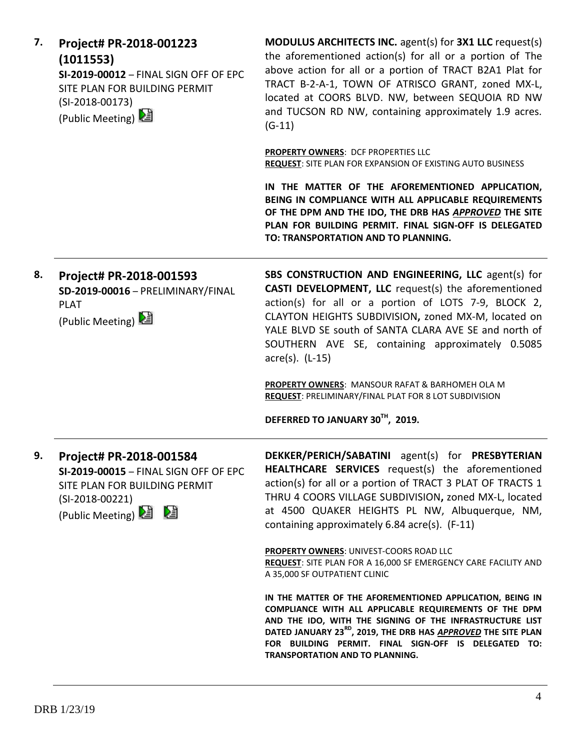**7. Project# PR-2018-001223 (1011553)**
**SI-2019-00012** – FINAL SIGN OFF OF EPC SITE PLAN FOR BUILDING PERMIT (SI-2018-00173)
(Public Meeting)

**MODULUS ARCHITECTS INC.** agent(s) for **3X1 LLC** request(s) the aforementioned action(s) for all or a portion of The above action for all or a portion of TRACT B2A1 Plat for TRACT B-2-A-1, TOWN OF ATRISCO GRANT, zoned MX-L, located at COORS BLVD. NW, between SEQUOIA RD NW and TUCSON RD NW, containing approximately 1.9 acres. (G-11)

**PROPERTY OWNERS**: DCF PROPERTIES LLC
**REQUEST**: SITE PLAN FOR EXPANSION OF EXISTING AUTO BUSINESS

**IN THE MATTER OF THE AFOREMENTIONED APPLICATION, BEING IN COMPLIANCE WITH ALL APPLICABLE REQUIREMENTS OF THE DPM AND THE IDO, THE DRB HAS *APPROVED* THE SITE PLAN FOR BUILDING PERMIT. FINAL SIGN-OFF IS DELEGATED TO: TRANSPORTATION AND TO PLANNING.**

---

**8. Project# PR-2018-001593**
**SD-2019-00016** – PRELIMINARY/FINAL PLAT
(Public Meeting)

**SBS CONSTRUCTION AND ENGINEERING, LLC** agent(s) for **CASTI DEVELOPMENT, LLC** request(s) the aforementioned action(s) for all or a portion of LOTS 7-9, BLOCK 2, CLAYTON HEIGHTS SUBDIVISION**,** zoned MX-M, located on YALE BLVD SE south of SANTA CLARA AVE SE and north of SOUTHERN AVE SE, containing approximately 0.5085 acre(s). (L-15)

**PROPERTY OWNERS**: MANSOUR RAFAT & BARHOMEH OLA M
**REQUEST**: PRELIMINARY/FINAL PLAT FOR 8 LOT SUBDIVISION

**DEFERRED TO JANUARY 30TH, 2019.**

---

**9. Project# PR-2018-001584**
**SI-2019-00015** – FINAL SIGN OFF OF EPC SITE PLAN FOR BUILDING PERMIT (SI-2018-00221)
(Public Meeting)

**DEKKER/PERICH/SABATINI** agent(s) for **PRESBYTERIAN HEALTHCARE SERVICES** request(s) the aforementioned action(s) for all or a portion of TRACT 3 PLAT OF TRACTS 1 THRU 4 COORS VILLAGE SUBDIVISION**,** zoned MX-L, located at 4500 QUAKER HEIGHTS PL NW, Albuquerque, NM, containing approximately 6.84 acre(s). (F-11)

**PROPERTY OWNERS**: UNIVEST-COORS ROAD LLC
**REQUEST**: SITE PLAN FOR A 16,000 SF EMERGENCY CARE FACILITY AND A 35,000 SF OUTPATIENT CLINIC

**IN THE MATTER OF THE AFOREMENTIONED APPLICATION, BEING IN COMPLIANCE WITH ALL APPLICABLE REQUIREMENTS OF THE DPM AND THE IDO, WITH THE SIGNING OF THE INFRASTRUCTURE LIST DATED JANUARY 23RD, 2019, THE DRB HAS *APPROVED* THE SITE PLAN FOR BUILDING PERMIT. FINAL SIGN-OFF IS DELEGATED TO: TRANSPORTATION AND TO PLANNING.**

---

DRB 1/23/19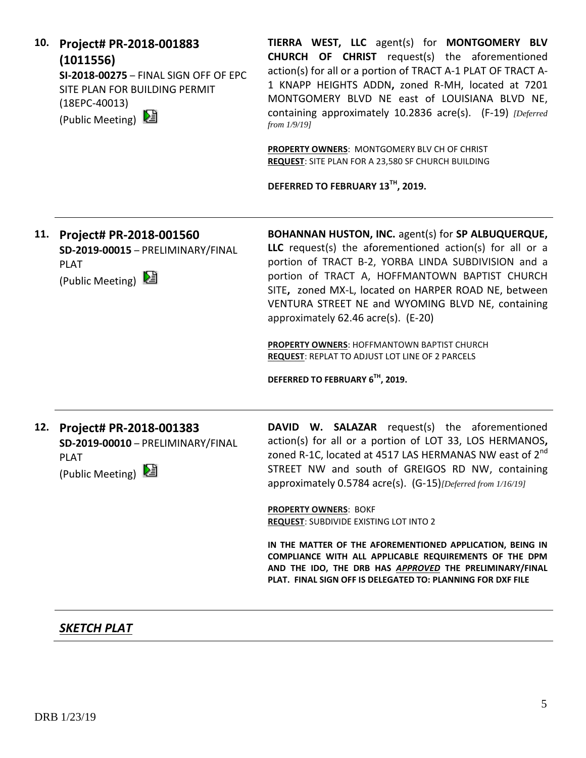**10. Project# PR-2018-001883 (1011556)**
**SI-2018-00275** – FINAL SIGN OFF OF EPC SITE PLAN FOR BUILDING PERMIT (18EPC-40013)
(Public Meeting)

**TIERRA WEST, LLC** agent(s) for **MONTGOMERY BLV CHURCH OF CHRIST** request(s) the aforementioned action(s) for all or a portion of TRACT A-1 PLAT OF TRACT A-1 KNAPP HEIGHTS ADDN**,** zoned R-MH, located at 7201 MONTGOMERY BLVD NE east of LOUISIANA BLVD NE, containing approximately 10.2836 acre(s). (F-19) *[Deferred from 1/9/19]*

**PROPERTY OWNERS**: MONTGOMERY BLV CH OF CHRIST
**REQUEST**: SITE PLAN FOR A 23,580 SF CHURCH BUILDING

**DEFERRED TO FEBRUARY 13TH, 2019.**

---

**11. Project# PR-2018-001560**
**SD-2019-00015** – PRELIMINARY/FINAL PLAT
(Public Meeting)

**BOHANNAN HUSTON, INC.** agent(s) for **SP ALBUQUERQUE, LLC** request(s) the aforementioned action(s) for all or a portion of TRACT B-2, YORBA LINDA SUBDIVISION and a portion of TRACT A, HOFFMANTOWN BAPTIST CHURCH SITE**,** zoned MX-L, located on HARPER ROAD NE, between VENTURA STREET NE and WYOMING BLVD NE, containing approximately 62.46 acre(s). (E-20)

**PROPERTY OWNERS**: HOFFMANTOWN BAPTIST CHURCH
**REQUEST**: REPLAT TO ADJUST LOT LINE OF 2 PARCELS

**DEFERRED TO FEBRUARY 6TH, 2019.**

---

**12. Project# PR-2018-001383**
**SD-2019-00010** – PRELIMINARY/FINAL PLAT
(Public Meeting)

**DAVID W. SALAZAR** request(s) the aforementioned action(s) for all or a portion of LOT 33, LOS HERMANOS**,** zoned R-1C, located at 4517 LAS HERMANAS NW east of 2nd STREET NW and south of GREIGOS RD NW, containing approximately 0.5784 acre(s). (G-15)*[Deferred from 1/16/19]*

**PROPERTY OWNERS**: BOKF
**REQUEST**: SUBDIVIDE EXISTING LOT INTO 2

**IN THE MATTER OF THE AFOREMENTIONED APPLICATION, BEING IN COMPLIANCE WITH ALL APPLICABLE REQUIREMENTS OF THE DPM AND THE IDO, THE DRB HAS *APPROVED* THE PRELIMINARY/FINAL PLAT. FINAL SIGN OFF IS DELEGATED TO: PLANNING FOR DXF FILE**

---

## ***SKETCH PLAT***

DRB 1/23/19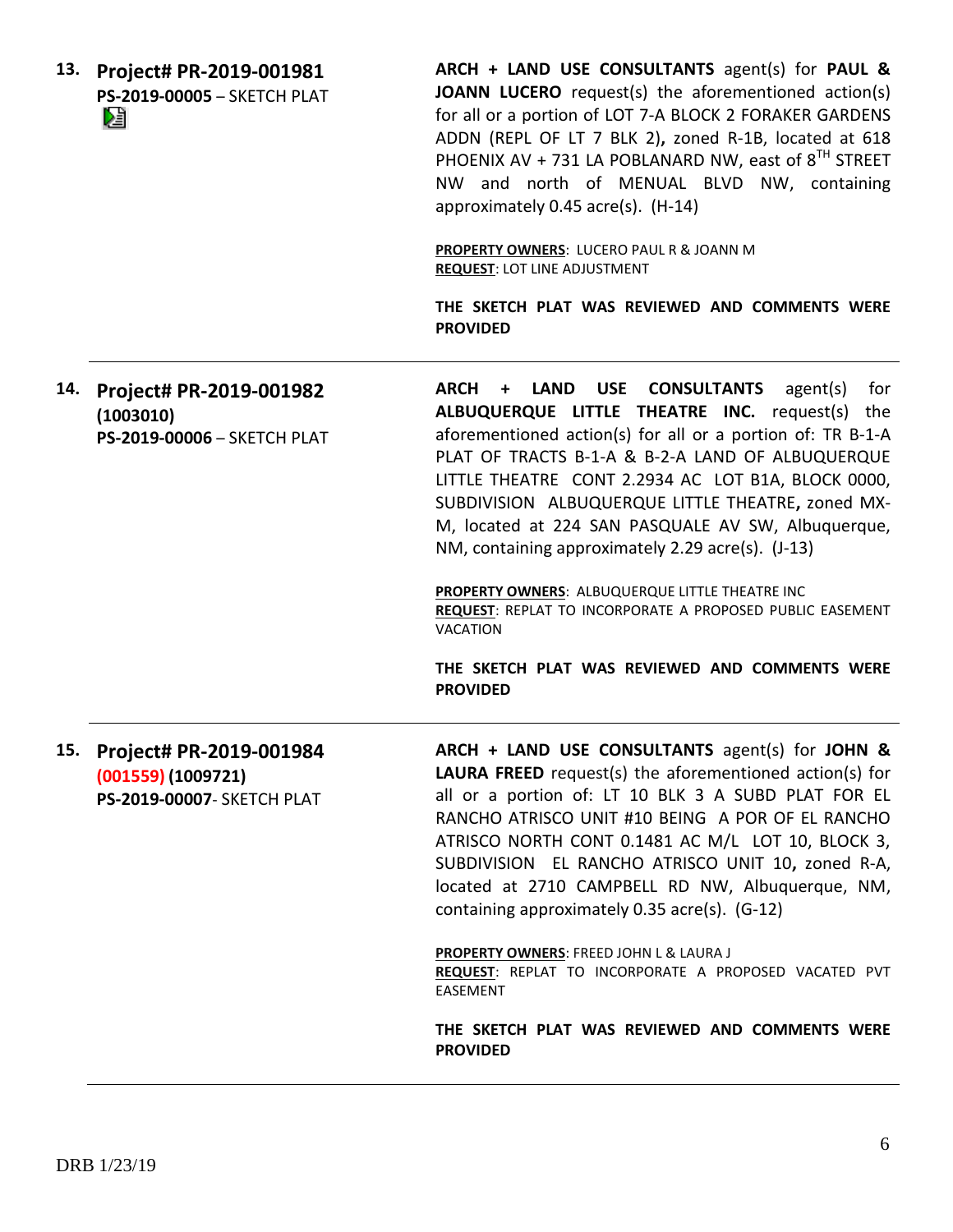**13. Project# PR-2019-001981**
**PS-2019-00005** – SKETCH PLAT

**ARCH + LAND USE CONSULTANTS** agent(s) for **PAUL & JOANN LUCERO** request(s) the aforementioned action(s) for all or a portion of LOT 7-A BLOCK 2 FORAKER GARDENS ADDN (REPL OF LT 7 BLK 2)**,** zoned R-1B, located at 618 PHOENIX AV + 731 LA POBLANARD NW, east of 8TH STREET NW and north of MENUAL BLVD NW, containing approximately 0.45 acre(s). (H-14)

**PROPERTY OWNERS**: LUCERO PAUL R & JOANN M
**REQUEST**: LOT LINE ADJUSTMENT

**THE SKETCH PLAT WAS REVIEWED AND COMMENTS WERE PROVIDED**

---

**14. Project# PR-2019-001982**
**(1003010)**
**PS-2019-00006** – SKETCH PLAT

**ARCH + LAND USE CONSULTANTS** agent(s) for **ALBUQUERQUE LITTLE THEATRE INC.** request(s) the aforementioned action(s) for all or a portion of: TR B-1-A PLAT OF TRACTS B-1-A & B-2-A LAND OF ALBUQUERQUE LITTLE THEATRE CONT 2.2934 AC LOT B1A, BLOCK 0000, SUBDIVISION ALBUQUERQUE LITTLE THEATRE**,** zoned MX-M, located at 224 SAN PASQUALE AV SW, Albuquerque, NM, containing approximately 2.29 acre(s). (J-13)

**PROPERTY OWNERS**: ALBUQUERQUE LITTLE THEATRE INC
**REQUEST**: REPLAT TO INCORPORATE A PROPOSED PUBLIC EASEMENT VACATION

**THE SKETCH PLAT WAS REVIEWED AND COMMENTS WERE PROVIDED**

---

**15. Project# PR-2019-001984**
**(001559) (1009721)**
**PS-2019-00007**- SKETCH PLAT

**ARCH + LAND USE CONSULTANTS** agent(s) for **JOHN & LAURA FREED** request(s) the aforementioned action(s) for all or a portion of: LT 10 BLK 3 A SUBD PLAT FOR EL RANCHO ATRISCO UNIT #10 BEING A POR OF EL RANCHO ATRISCO NORTH CONT 0.1481 AC M/L LOT 10, BLOCK 3, SUBDIVISION EL RANCHO ATRISCO UNIT 10**,** zoned R-A, located at 2710 CAMPBELL RD NW, Albuquerque, NM, containing approximately 0.35 acre(s). (G-12)

**PROPERTY OWNERS**: FREED JOHN L & LAURA J
**REQUEST**: REPLAT TO INCORPORATE A PROPOSED VACATED PVT EASEMENT

**THE SKETCH PLAT WAS REVIEWED AND COMMENTS WERE PROVIDED**

---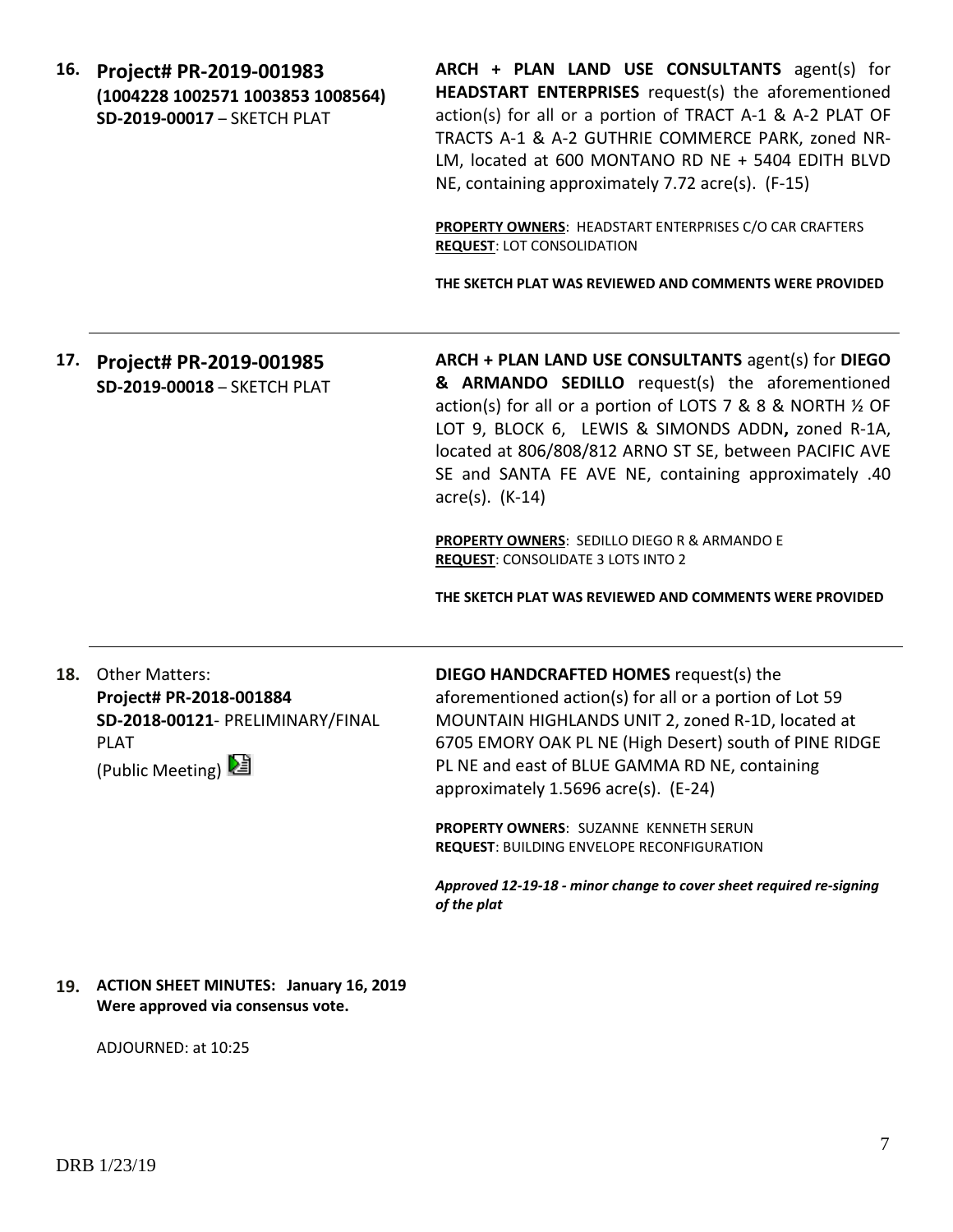**16. Project# PR-2019-001983**
**(1004228 1002571 1003853 1008564)**
**SD-2019-00017** – SKETCH PLAT

**ARCH + PLAN LAND USE CONSULTANTS** agent(s) for **HEADSTART ENTERPRISES** request(s) the aforementioned action(s) for all or a portion of TRACT A-1 & A-2 PLAT OF TRACTS A-1 & A-2 GUTHRIE COMMERCE PARK, zoned NR-LM, located at 600 MONTANO RD NE + 5404 EDITH BLVD NE, containing approximately 7.72 acre(s). (F-15)

**PROPERTY OWNERS**: HEADSTART ENTERPRISES C/O CAR CRAFTERS
**REQUEST**: LOT CONSOLIDATION

**THE SKETCH PLAT WAS REVIEWED AND COMMENTS WERE PROVIDED**

---

**17. Project# PR-2019-001985**
**SD-2019-00018** – SKETCH PLAT

**ARCH + PLAN LAND USE CONSULTANTS** agent(s) for **DIEGO & ARMANDO SEDILLO** request(s) the aforementioned action(s) for all or a portion of LOTS 7 & 8 & NORTH ½ OF LOT 9, BLOCK 6, LEWIS & SIMONDS ADDN**,** zoned R-1A, located at 806/808/812 ARNO ST SE, between PACIFIC AVE SE and SANTA FE AVE NE, containing approximately .40 acre(s). (K-14)

**PROPERTY OWNERS**: SEDILLO DIEGO R & ARMANDO E
**REQUEST**: CONSOLIDATE 3 LOTS INTO 2

**THE SKETCH PLAT WAS REVIEWED AND COMMENTS WERE PROVIDED**

---

**18.** Other Matters:
**Project# PR-2018-001884**
**SD-2018-00121**- PRELIMINARY/FINAL PLAT
(Public Meeting)

**DIEGO HANDCRAFTED HOMES** request(s) the aforementioned action(s) for all or a portion of Lot 59 MOUNTAIN HIGHLANDS UNIT 2, zoned R-1D, located at 6705 EMORY OAK PL NE (High Desert) south of PINE RIDGE PL NE and east of BLUE GAMMA RD NE, containing approximately 1.5696 acre(s). (E-24)

**PROPERTY OWNERS**: SUZANNE KENNETH SERUN
**REQUEST**: BUILDING ENVELOPE RECONFIGURATION

***Approved 12-19-18 - minor change to cover sheet required re-signing of the plat***

**19. ACTION SHEET MINUTES: January 16, 2019**
**Were approved via consensus vote.**

ADJOURNED: at 10:25

DRB 1/23/19